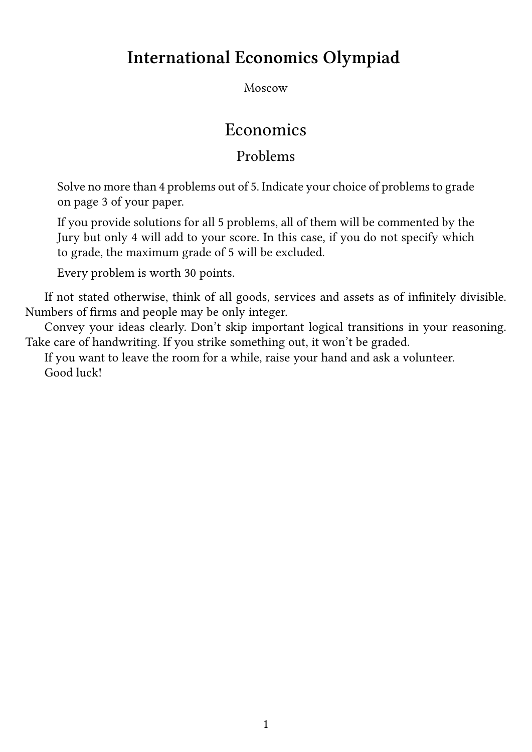# International Economics Olympiad

Moscow

## Economics

### Problems

> Solve no more than 4 problems out of 5. Indicate your choice of problems to grade on page 3 of your paper.
>
> If you provide solutions for all 5 problems, all of them will be commented by the Jury but only 4 will add to your score. In this case, if you do not specify which to grade, the maximum grade of 5 will be excluded.
>
> Every problem is worth 30 points.

If not stated otherwise, think of all goods, services and assets as of infinitely divisible. Numbers of firms and people may be only integer.

Convey your ideas clearly. Don't skip important logical transitions in your reasoning. Take care of handwriting. If you strike something out, it won't be graded.

If you want to leave the room for a while, raise your hand and ask a volunteer.

Good luck!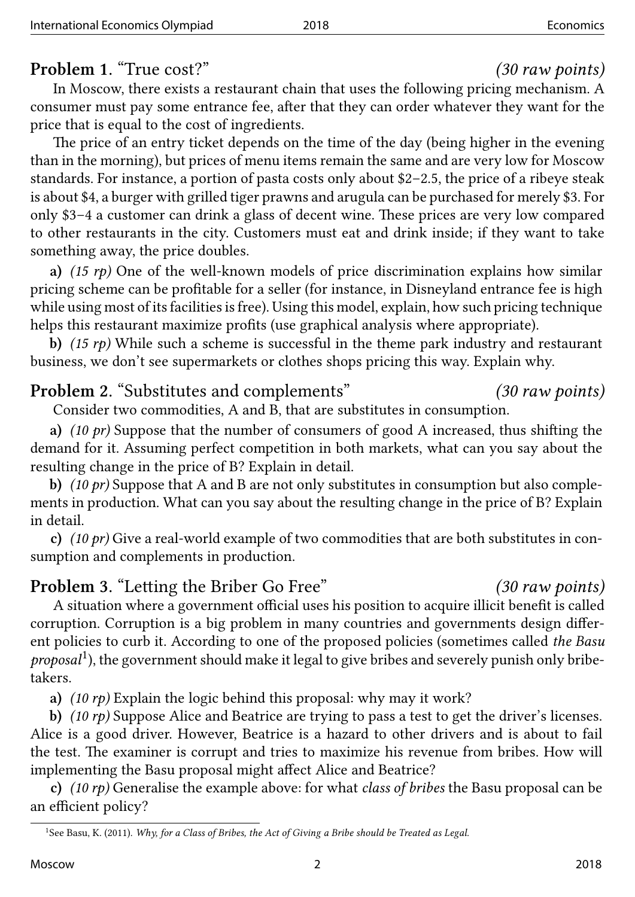## Problem 1. "True cost?" *(30 raw points)*

In Moscow, there exists a restaurant chain that uses the following pricing mechanism. A consumer must pay some entrance fee, after that they can order whatever they want for the price that is equal to the cost of ingredients.

The price of an entry ticket depends on the time of the day (being higher in the evening than in the morning), but prices of menu items remain the same and are very low for Moscow standards. For instance, a portion of pasta costs only about \$2–2.5, the price of a ribeye steak is about \$4, a burger with grilled tiger prawns and arugula can be purchased for merely \$3. For only \$3–4 a customer can drink a glass of decent wine. These prices are very low compared to other restaurants in the city. Customers must eat and drink inside; if they want to take something away, the price doubles.

**a)** *(15 rp)* One of the well-known models of price discrimination explains how similar pricing scheme can be profitable for a seller (for instance, in Disneyland entrance fee is high while using most of its facilities is free). Using this model, explain, how such pricing technique helps this restaurant maximize profits (use graphical analysis where appropriate).

**b)** *(15 rp)* While such a scheme is successful in the theme park industry and restaurant business, we don't see supermarkets or clothes shops pricing this way. Explain why.

## Problem 2. "Substitutes and complements" *(30 raw points)*

Consider two commodities, A and B, that are substitutes in consumption.

**a)** *(10 pr)* Suppose that the number of consumers of good A increased, thus shifting the demand for it. Assuming perfect competition in both markets, what can you say about the resulting change in the price of B? Explain in detail.

**b)** *(10 pr)* Suppose that A and B are not only substitutes in consumption but also complements in production. What can you say about the resulting change in the price of B? Explain in detail.

**c)** *(10 pr)* Give a real-world example of two commodities that are both substitutes in consumption and complements in production.

## Problem 3. "Letting the Briber Go Free" *(30 raw points)*

A situation where a government official uses his position to acquire illicit benefit is called corruption. Corruption is a big problem in many countries and governments design different policies to curb it. According to one of the proposed policies (sometimes called *the Basu proposal*[1]), the government should make it legal to give bribes and severely punish only bribe-takers.

**a)** *(10 rp)* Explain the logic behind this proposal: why may it work?

**b)** *(10 rp)* Suppose Alice and Beatrice are trying to pass a test to get the driver's licenses. Alice is a good driver. However, Beatrice is a hazard to other drivers and is about to fail the test. The examiner is corrupt and tries to maximize his revenue from bribes. How will implementing the Basu proposal might affect Alice and Beatrice?

**c)** *(10 rp)* Generalise the example above: for what *class of bribes* the Basu proposal can be an efficient policy?

---

[1] See Basu, K. (2011). *Why, for a Class of Bribes, the Act of Giving a Bribe should be Treated as Legal.*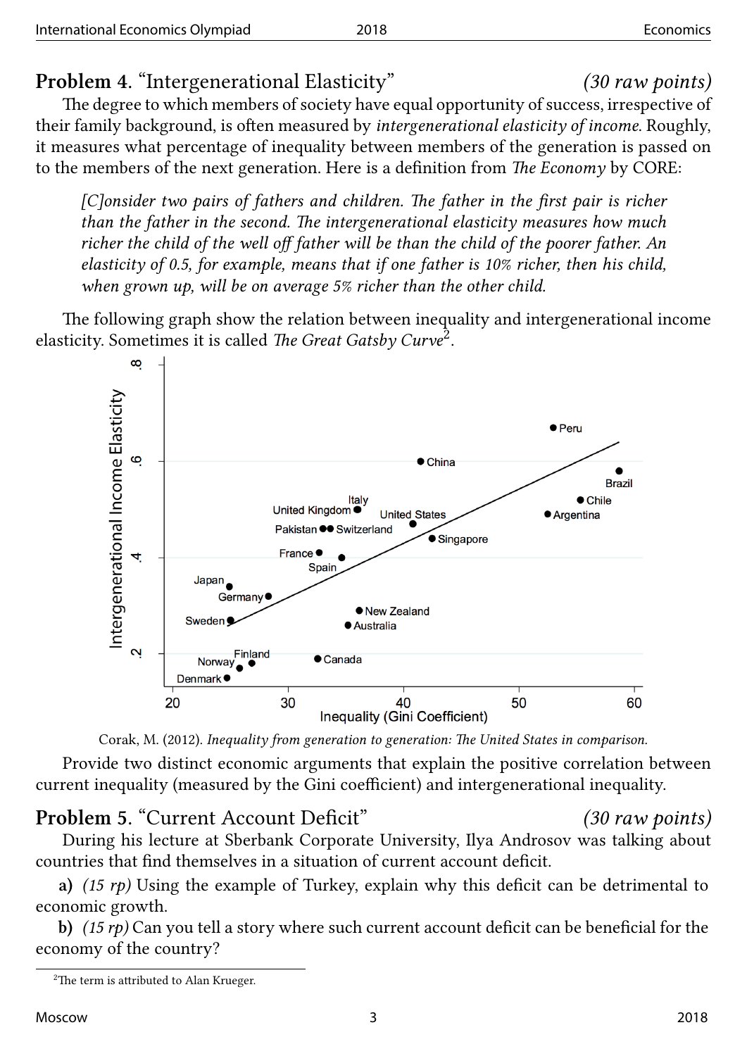## Problem 4. "Intergenerational Elasticity" *(30 raw points)*

The degree to which members of society have equal opportunity of success, irrespective of their family background, is often measured by *intergenerational elasticity of income*. Roughly, it measures what percentage of inequality between members of the generation is passed on to the members of the next generation. Here is a definition from *The Economy* by CORE:

> *[C]onsider two pairs of fathers and children. The father in the first pair is richer than the father in the second. The intergenerational elasticity measures how much richer the child of the well off father will be than the child of the poorer father. An elasticity of 0.5, for example, means that if one father is 10% richer, then his child, when grown up, will be on average 5% richer than the other child.*

The following graph show the relation between inequality and intergenerational income elasticity. Sometimes it is called *The Great Gatsby Curve*[2].

Intergenerational Income Elasticity

.2
.4
.6
.8

Inequality (Gini Coefficient)

20
30
40
50
60

Peru
China
Brazil
Chile
Argentina
Italy
United Kingdom
United States
Pakistan
Switzerland
Singapore
France
Spain
Japan
Germany
Sweden
New Zealand
Australia
Finland
Norway
Denmark
Canada

Corak, M. (2012). *Inequality from generation to generation: The United States in comparison.*

Provide two distinct economic arguments that explain the positive correlation between current inequality (measured by the Gini coefficient) and intergenerational inequality.

## Problem 5. "Current Account Deficit" *(30 raw points)*

During his lecture at Sberbank Corporate University, Ilya Androsov was talking about countries that find themselves in a situation of current account deficit.

**a)** *(15 rp)* Using the example of Turkey, explain why this deficit can be detrimental to economic growth.

**b)** *(15 rp)* Can you tell a story where such current account deficit can be beneficial for the economy of the country?

---

[2] The term is attributed to Alan Krueger.